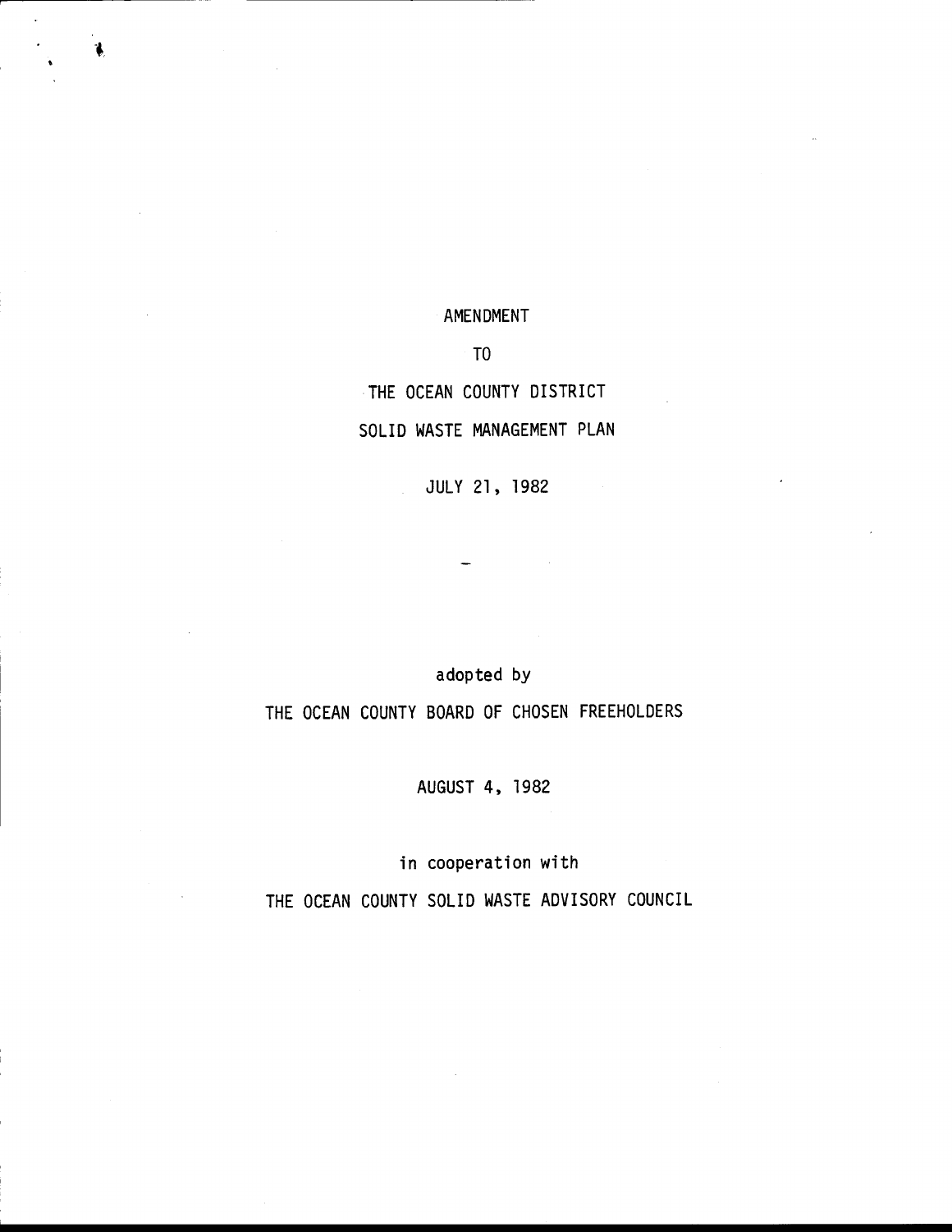# AMENDMENT

# TO

# THE OCEAN COUNTY DISTRICT

# SOLID WASTE MANAGEMENT PLAN

JULY 21, 1982

adopted by

THE OCEAN COUNTY BOARD OF CHOSEN FREEHOLDERS

AUGUST 4, 1982

in cooperation with

THE OCEAN COUNTY SOLID WASTE ADVISORY COUNCIL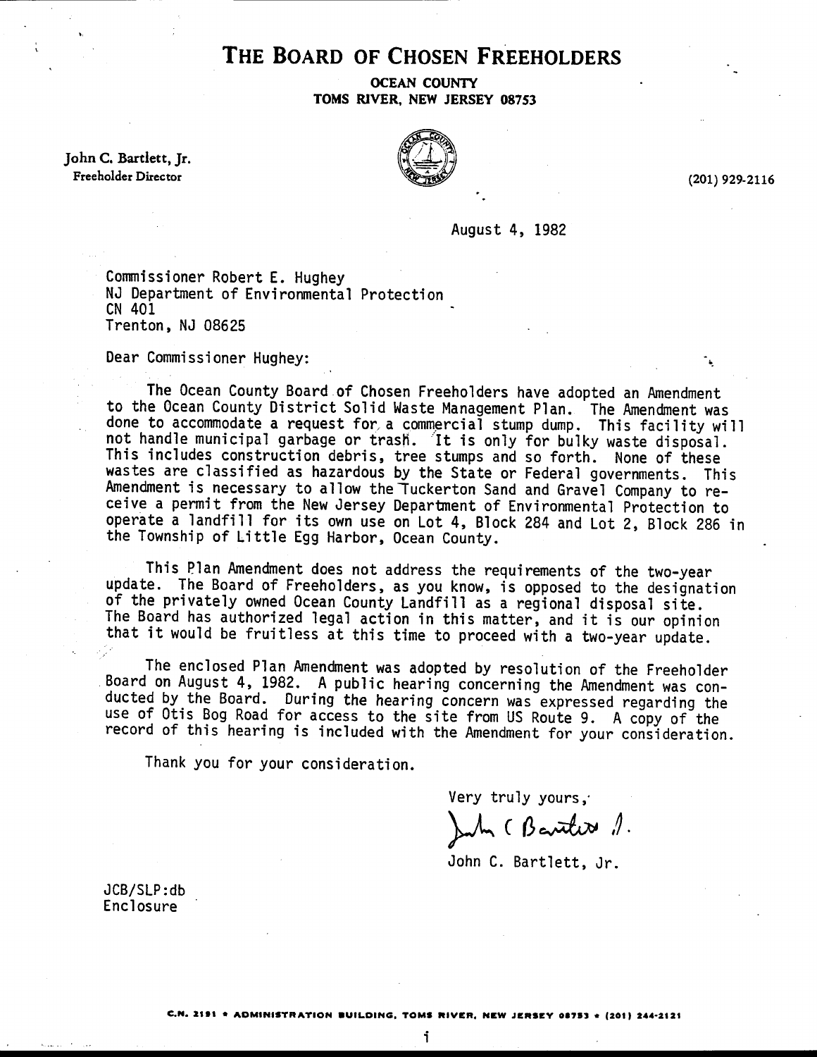# THE BOARD OF CHOSEN FREEHOLDERS

**OCEAN COUNTY**
**TOMS RIVER, NEW JERSEY 08753**

**John C. Bartlett, Jr.**
Freeholder Director

(201) 929-2116

August 4, 1982

Commissioner Robert E. Hughey
NJ Department of Environmental Protection
CN 401
Trenton, NJ 08625

Dear Commissioner Hughey:

The Ocean County Board of Chosen Freeholders have adopted an Amendment to the Ocean County District Solid Waste Management Plan. The Amendment was done to accommodate a request for a commercial stump dump. This facility will not handle municipal garbage or trash. It is only for bulky waste disposal. This includes construction debris, tree stumps and so forth. None of these wastes are classified as hazardous by the State or Federal governments. This Amendment is necessary to allow the Tuckerton Sand and Gravel Company to receive a permit from the New Jersey Department of Environmental Protection to operate a landfill for its own use on Lot 4, Block 284 and Lot 2, Block 286 in the Township of Little Egg Harbor, Ocean County.

This Plan Amendment does not address the requirements of the two-year update. The Board of Freeholders, as you know, is opposed to the designation of the privately owned Ocean County Landfill as a regional disposal site. The Board has authorized legal action in this matter, and it is our opinion that it would be fruitless at this time to proceed with a two-year update.

The enclosed Plan Amendment was adopted by resolution of the Freeholder Board on August 4, 1982. A public hearing concerning the Amendment was conducted by the Board. During the hearing concern was expressed regarding the use of Otis Bog Road for access to the site from US Route 9. A copy of the record of this hearing is included with the Amendment for your consideration.

Thank you for your consideration.

Very truly yours,

John C. Bartlett, Jr.

John C. Bartlett, Jr.

JCB/SLP:db
Enclosure

C.N. 2191 • ADMINISTRATION BUILDING, TOMS RIVER, NEW JERSEY 08753 • (201) 244-2121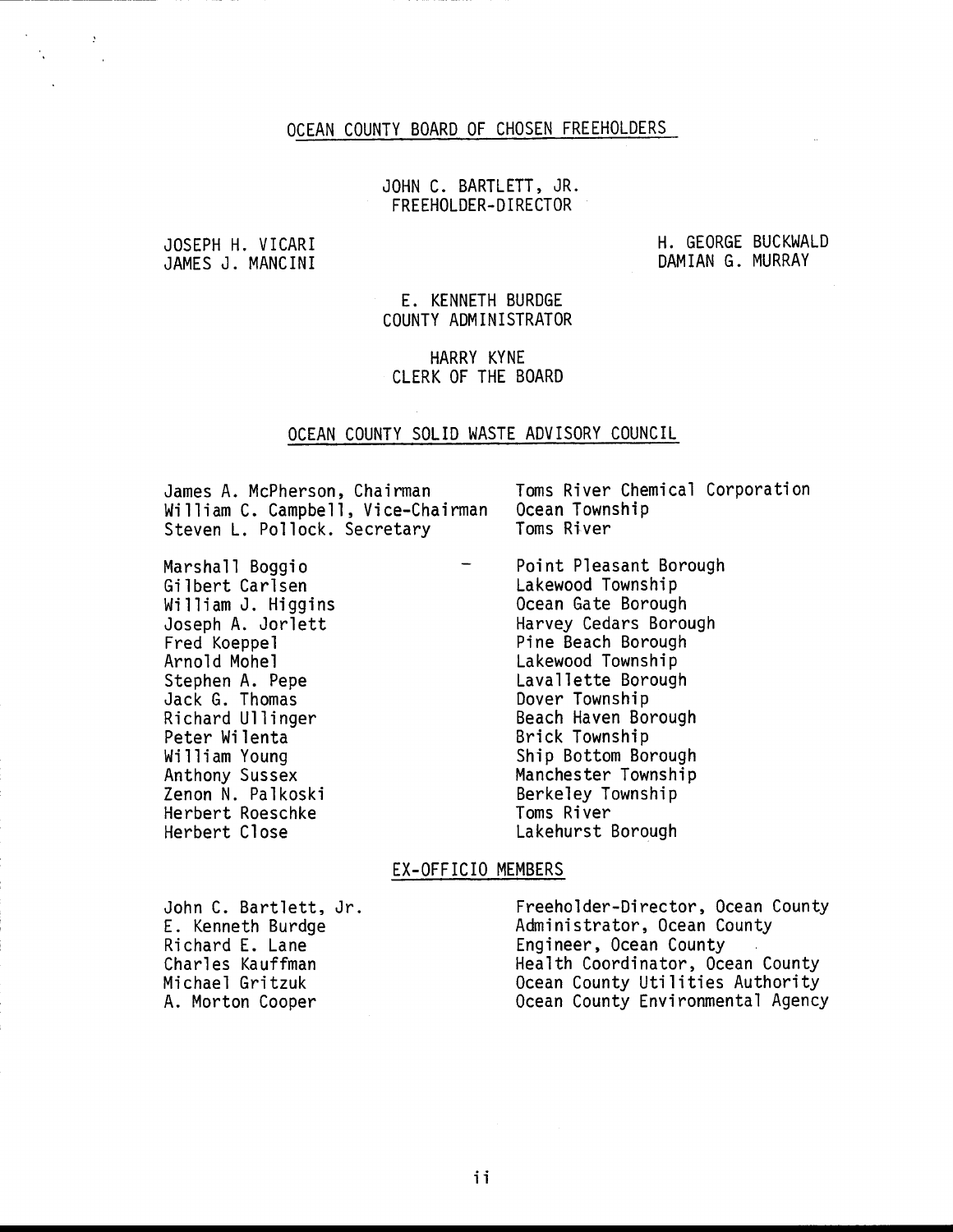## OCEAN COUNTY BOARD OF CHOSEN FREEHOLDERS

JOHN C. BARTLETT, JR.
FREEHOLDER-DIRECTOR

JOSEPH H. VICARI
JAMES J. MANCINI

H. GEORGE BUCKWALD
DAMIAN G. MURRAY

E. KENNETH BURDGE
COUNTY ADMINISTRATOR

HARRY KYNE
CLERK OF THE BOARD

## OCEAN COUNTY SOLID WASTE ADVISORY COUNCIL

| | |
|---|---|
| James A. McPherson, Chairman | Toms River Chemical Corporation |
| William C. Campbell, Vice-Chairman | Ocean Township |
| Steven L. Pollock. Secretary | Toms River |
| Marshall Boggio | Point Pleasant Borough |
| Gilbert Carlsen | Lakewood Township |
| William J. Higgins | Ocean Gate Borough |
| Joseph A. Jorlett | Harvey Cedars Borough |
| Fred Koeppel | Pine Beach Borough |
| Arnold Mohel | Lakewood Township |
| Stephen A. Pepe | Lavallette Borough |
| Jack G. Thomas | Dover Township |
| Richard Ullinger | Beach Haven Borough |
| Peter Wilenta | Brick Township |
| William Young | Ship Bottom Borough |
| Anthony Sussex | Manchester Township |
| Zenon N. Palkoski | Berkeley Township |
| Herbert Roeschke | Toms River |
| Herbert Close | Lakehurst Borough |

## EX-OFFICIO MEMBERS

| | |
|---|---|
| John C. Bartlett, Jr. | Freeholder-Director, Ocean County |
| E. Kenneth Burdge | Administrator, Ocean County |
| Richard E. Lane | Engineer, Ocean County |
| Charles Kauffman | Health Coordinator, Ocean County |
| Michael Gritzuk | Ocean County Utilities Authority |
| A. Morton Cooper | Ocean County Environmental Agency |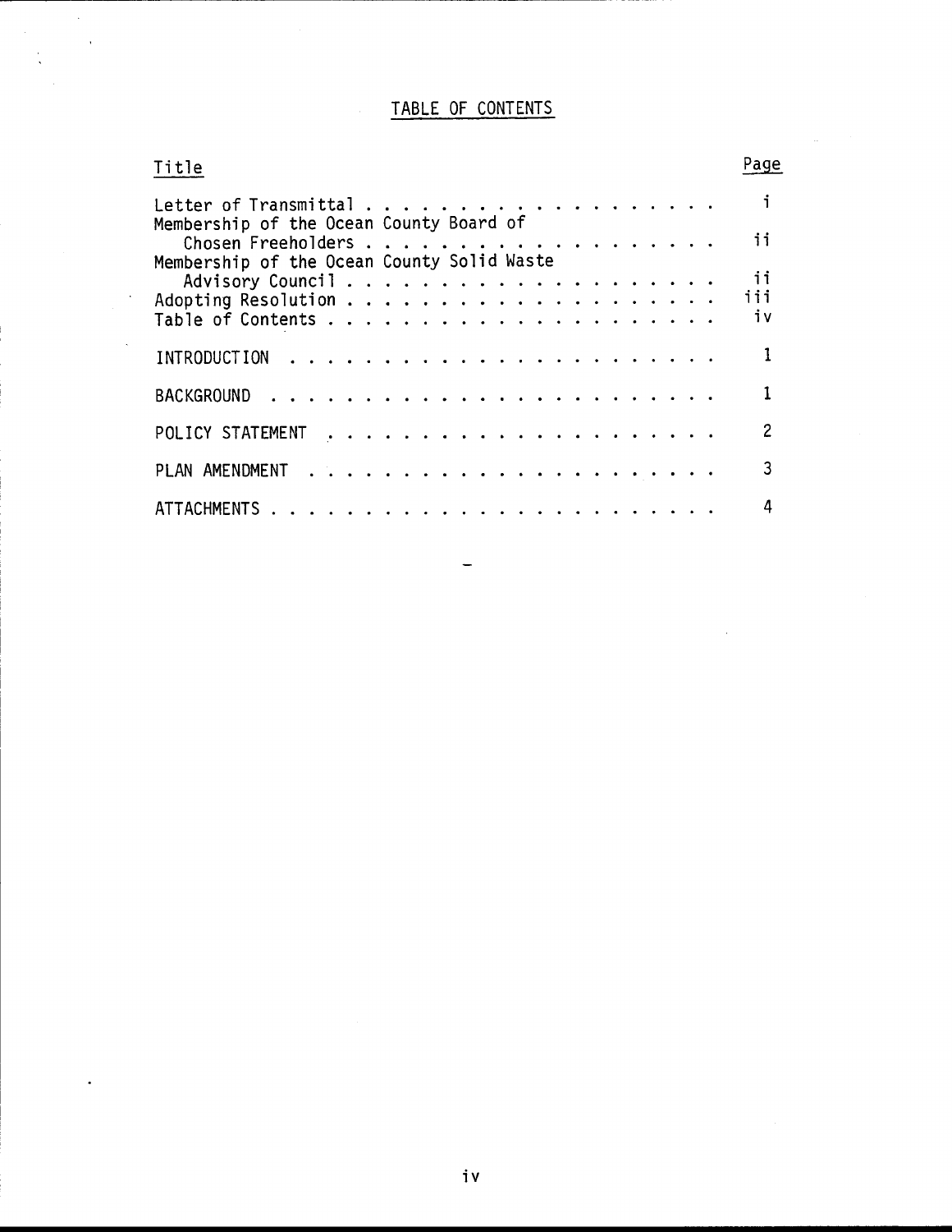# TABLE OF CONTENTS

| Title | Page |
|---|---|
| Letter of Transmittal | i |
| Membership of the Ocean County Board of Chosen Freeholders | ii |
| Membership of the Ocean County Solid Waste Advisory Council | ii |
| Adopting Resolution | iii |
| Table of Contents | iv |
| INTRODUCTION | 1 |
| BACKGROUND | 1 |
| POLICY STATEMENT | 2 |
| PLAN AMENDMENT | 3 |
| ATTACHMENTS | 4 |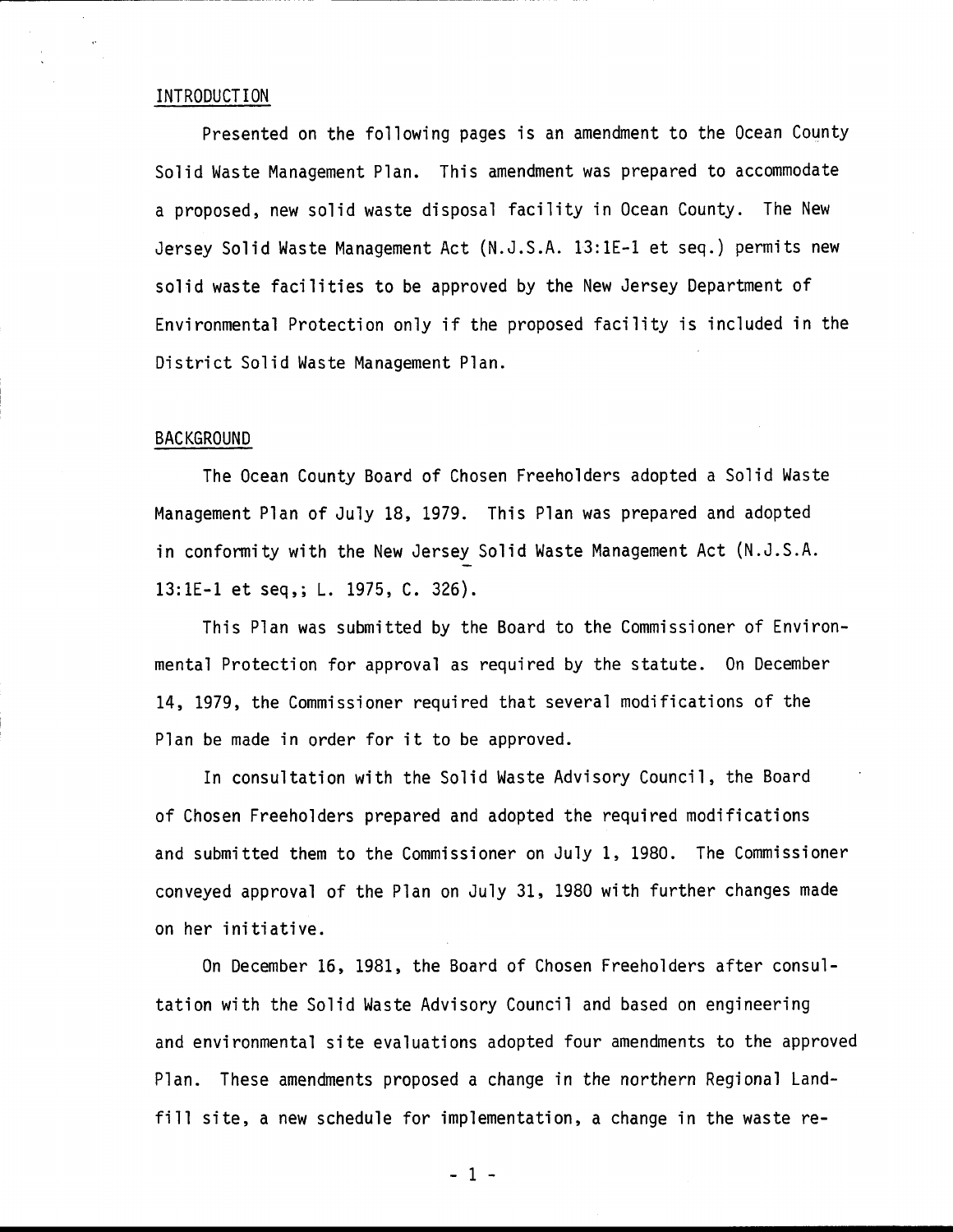## INTRODUCTION

Presented on the following pages is an amendment to the Ocean County Solid Waste Management Plan. This amendment was prepared to accommodate a proposed, new solid waste disposal facility in Ocean County. The New Jersey Solid Waste Management Act (N.J.S.A. 13:1E-1 et seq.) permits new solid waste facilities to be approved by the New Jersey Department of Environmental Protection only if the proposed facility is included in the District Solid Waste Management Plan.

## BACKGROUND

The Ocean County Board of Chosen Freeholders adopted a Solid Waste Management Plan of July 18, 1979. This Plan was prepared and adopted in conformity with the New Jersey Solid Waste Management Act (N.J.S.A. 13:1E-1 et seq,; L. 1975, C. 326).

This Plan was submitted by the Board to the Commissioner of Environmental Protection for approval as required by the statute. On December 14, 1979, the Commissioner required that several modifications of the Plan be made in order for it to be approved.

In consultation with the Solid Waste Advisory Council, the Board of Chosen Freeholders prepared and adopted the required modifications and submitted them to the Commissioner on July 1, 1980. The Commissioner conveyed approval of the Plan on July 31, 1980 with further changes made on her initiative.

On December 16, 1981, the Board of Chosen Freeholders after consultation with the Solid Waste Advisory Council and based on engineering and environmental site evaluations adopted four amendments to the approved Plan. These amendments proposed a change in the northern Regional Landfill site, a new schedule for implementation, a change in the waste re-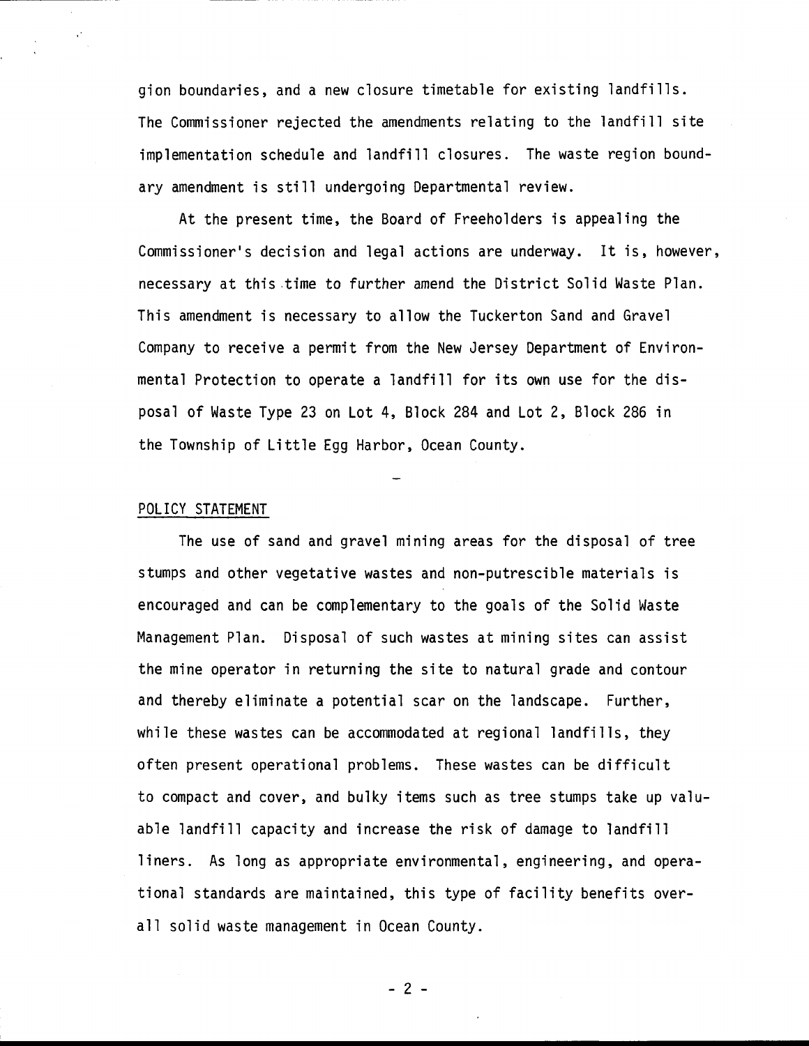gion boundaries, and a new closure timetable for existing landfills. The Commissioner rejected the amendments relating to the landfill site implementation schedule and landfill closures. The waste region boundary amendment is still undergoing Departmental review.

At the present time, the Board of Freeholders is appealing the Commissioner's decision and legal actions are underway. It is, however, necessary at this time to further amend the District Solid Waste Plan. This amendment is necessary to allow the Tuckerton Sand and Gravel Company to receive a permit from the New Jersey Department of Environmental Protection to operate a landfill for its own use for the disposal of Waste Type 23 on Lot 4, Block 284 and Lot 2, Block 286 in the Township of Little Egg Harbor, Ocean County.

## POLICY STATEMENT

The use of sand and gravel mining areas for the disposal of tree stumps and other vegetative wastes and non-putrescible materials is encouraged and can be complementary to the goals of the Solid Waste Management Plan. Disposal of such wastes at mining sites can assist the mine operator in returning the site to natural grade and contour and thereby eliminate a potential scar on the landscape. Further, while these wastes can be accommodated at regional landfills, they often present operational problems. These wastes can be difficult to compact and cover, and bulky items such as tree stumps take up valuable landfill capacity and increase the risk of damage to landfill liners. As long as appropriate environmental, engineering, and operational standards are maintained, this type of facility benefits overall solid waste management in Ocean County.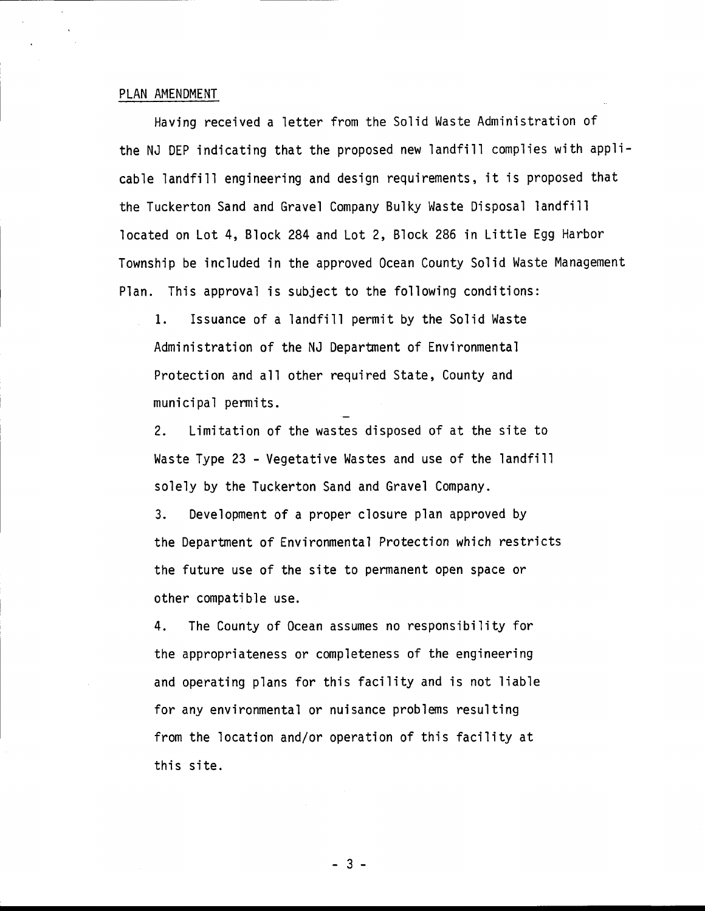## PLAN AMENDMENT

Having received a letter from the Solid Waste Administration of the NJ DEP indicating that the proposed new landfill complies with applicable landfill engineering and design requirements, it is proposed that the Tuckerton Sand and Gravel Company Bulky Waste Disposal landfill located on Lot 4, Block 284 and Lot 2, Block 286 in Little Egg Harbor Township be included in the approved Ocean County Solid Waste Management Plan. This approval is subject to the following conditions:

1. Issuance of a landfill permit by the Solid Waste Administration of the NJ Department of Environmental Protection and all other required State, County and municipal permits.

2. Limitation of the wastes disposed of at the site to Waste Type 23 - Vegetative Wastes and use of the landfill solely by the Tuckerton Sand and Gravel Company.

3. Development of a proper closure plan approved by the Department of Environmental Protection which restricts the future use of the site to permanent open space or other compatible use.

4. The County of Ocean assumes no responsibility for the appropriateness or completeness of the engineering and operating plans for this facility and is not liable for any environmental or nuisance problems resulting from the location and/or operation of this facility at this site.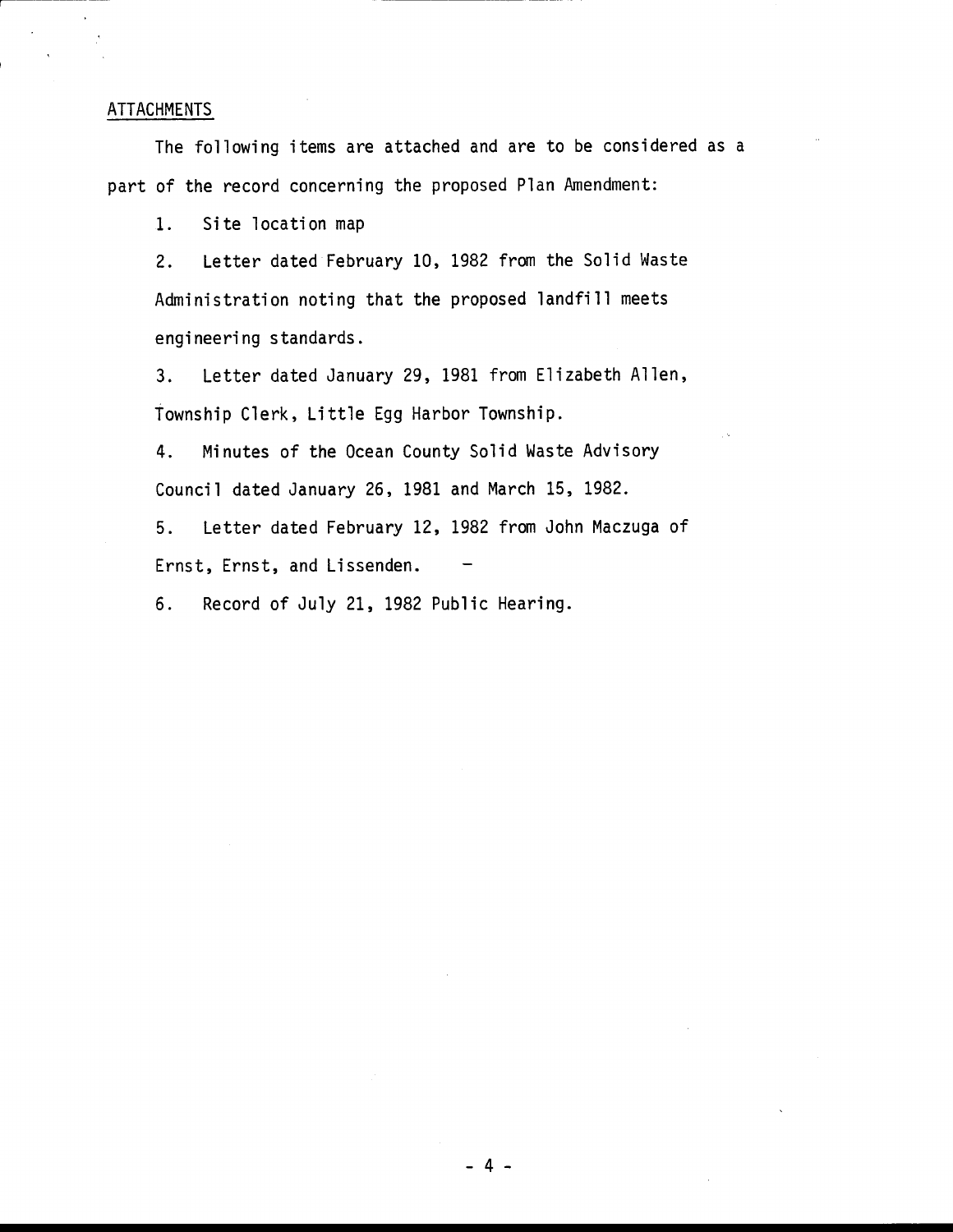## ATTACHMENTS

The following items are attached and are to be considered as a part of the record concerning the proposed Plan Amendment:

1. Site location map
2. Letter dated February 10, 1982 from the Solid Waste Administration noting that the proposed landfill meets engineering standards.
3. Letter dated January 29, 1981 from Elizabeth Allen, Township Clerk, Little Egg Harbor Township.
4. Minutes of the Ocean County Solid Waste Advisory Council dated January 26, 1981 and March 15, 1982.
5. Letter dated February 12, 1982 from John Maczuga of Ernst, Ernst, and Lissenden.
6. Record of July 21, 1982 Public Hearing.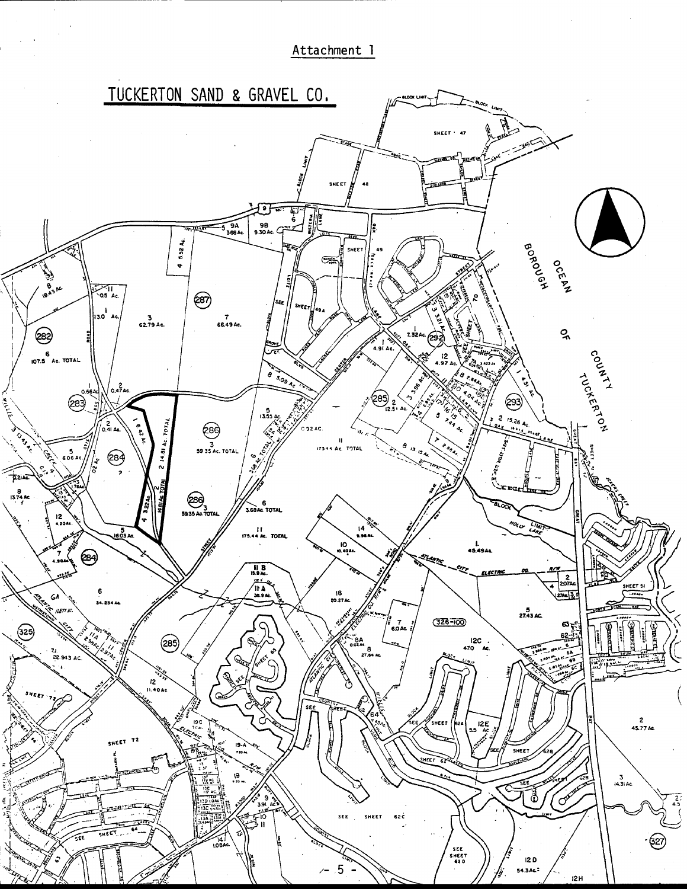Attachment 1

# TUCKERTON SAND & GRAVEL CO.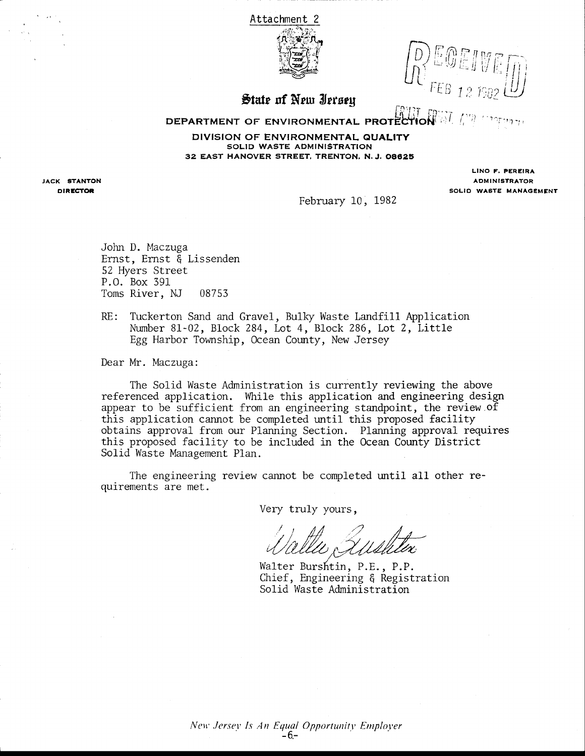Attachment 2

# State of New Jersey

## DEPARTMENT OF ENVIRONMENTAL PROTECTION

### DIVISION OF ENVIRONMENTAL QUALITY
SOLID WASTE ADMINISTRATION
32 EAST HANOVER STREET, TRENTON, N. J. 08625

RECEIVED FEB 12 1982

JACK STANTON
DIRECTOR

LINO F. PEREIRA
ADMINISTRATOR
SOLID WASTE MANAGEMENT

February 10, 1982

John D. Maczuga
Ernst, Ernst & Lissenden
52 Hyers Street
P.O. Box 391
Toms River, NJ 08753

RE: Tuckerton Sand and Gravel, Bulky Waste Landfill Application Number 81-02, Block 284, Lot 4, Block 286, Lot 2, Little Egg Harbor Township, Ocean County, New Jersey

Dear Mr. Maczuga:

The Solid Waste Administration is currently reviewing the above referenced application. While this application and engineering design appear to be sufficient from an engineering standpoint, the review of this application cannot be completed until this proposed facility obtains approval from our Planning Section. Planning approval requires this proposed facility to be included in the Ocean County District Solid Waste Management Plan.

The engineering review cannot be completed until all other requirements are met.

Very truly yours,

Walter Burshtin

Walter Burshtin, P.E., P.P.
Chief, Engineering & Registration
Solid Waste Administration

*New Jersey Is An Equal Opportunity Employer*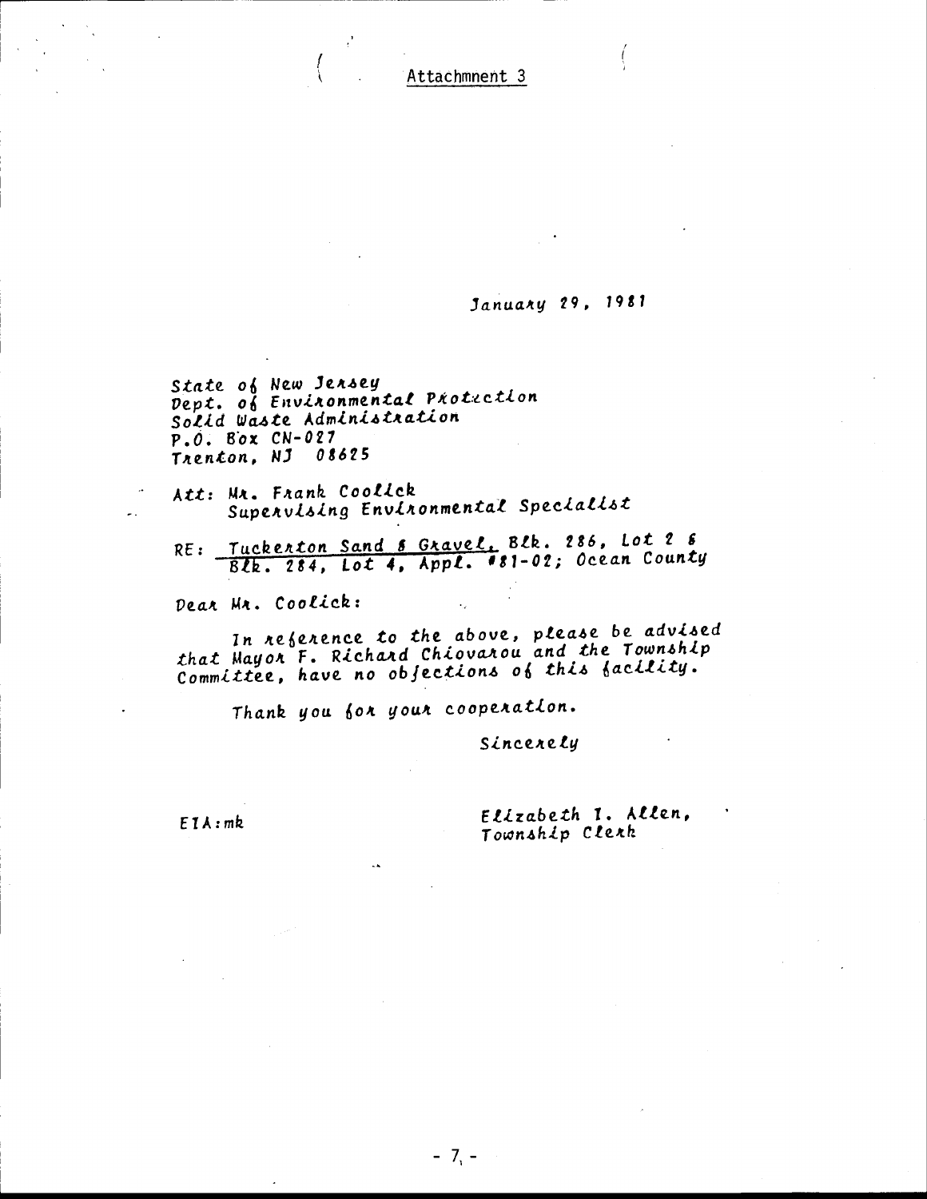Attachmnent 3

January 29, 1981

State of New Jersey
Dept. of Environmental Protection
Solid Waste Administration
P.O. Box CN-027
Trenton, NJ 08625

Att: Mr. Frank Coolick
Supervising Environmental Specialist

RE: Tuckerton Sand & Gravel, Blk. 286, Lot 2 & Blk. 284, Lot 4, Appl. #81-02; Ocean County

Dear Mr. Coolick:

In reference to the above, please be advised that Mayor F. Richard Chiovarou and the Township Committee, have no objections of this facility.

Thank you for your cooperation.

Sincerely

EIA:mk

Elizabeth I. Allen,
Township Clerk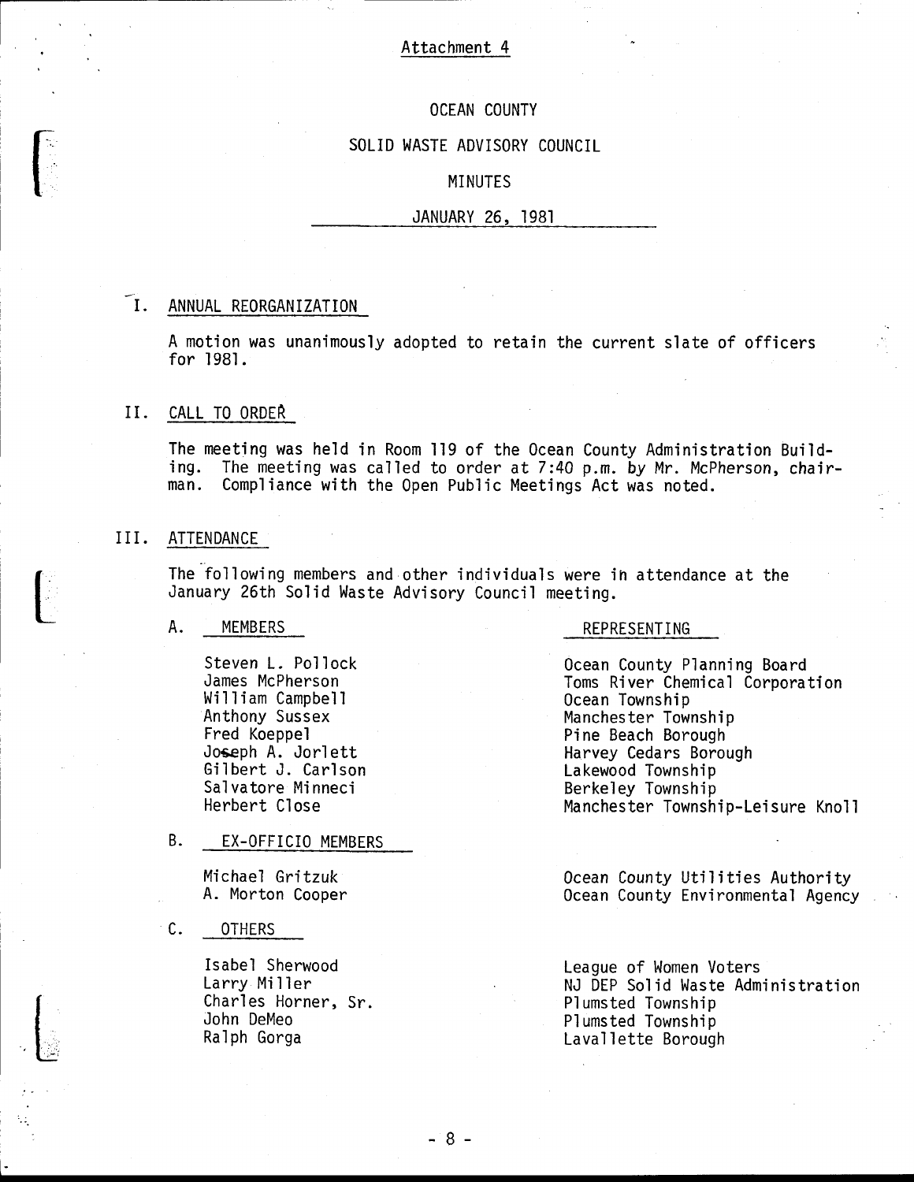Attachment 4

# OCEAN COUNTY

## SOLID WASTE ADVISORY COUNCIL

## MINUTES

## JANUARY 26, 1981

### I. ANNUAL REORGANIZATION

A motion was unanimously adopted to retain the current slate of officers for 1981.

### II. CALL TO ORDER

The meeting was held in Room 119 of the Ocean County Administration Building. The meeting was called to order at 7:40 p.m. by Mr. McPherson, chairman. Compliance with the Open Public Meetings Act was noted.

### III. ATTENDANCE

The following members and other individuals were in attendance at the January 26th Solid Waste Advisory Council meeting.

A. MEMBERS

| MEMBERS | REPRESENTING |
|---|---|
| Steven L. Pollock | Ocean County Planning Board |
| James McPherson | Toms River Chemical Corporation |
| William Campbell | Ocean Township |
| Anthony Sussex | Manchester Township |
| Fred Koeppel | Pine Beach Borough |
| Joseph A. Jorlett | Harvey Cedars Borough |
| Gilbert J. Carlson | Lakewood Township |
| Salvatore Minneci | Berkeley Township |
| Herbert Close | Manchester Township-Leisure Knoll |

B. EX-OFFICIO MEMBERS

| EX-OFFICIO MEMBERS | REPRESENTING |
|---|---|
| Michael Gritzuk | Ocean County Utilities Authority |
| A. Morton Cooper | Ocean County Environmental Agency |

C. OTHERS

| OTHERS | REPRESENTING |
|---|---|
| Isabel Sherwood | League of Women Voters |
| Larry Miller | NJ DEP Solid Waste Administration |
| Charles Horner, Sr. | Plumsted Township |
| John DeMeo | Plumsted Township |
| Ralph Gorga | Lavallette Borough |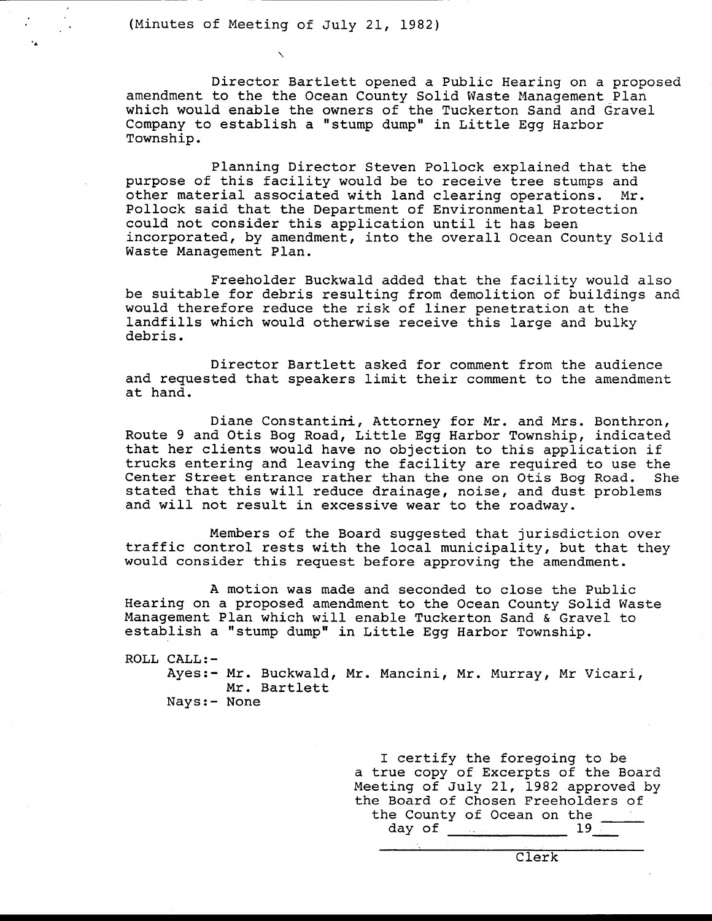(Minutes of Meeting of July 21, 1982)

Director Bartlett opened a Public Hearing on a proposed amendment to the the Ocean County Solid Waste Management Plan which would enable the owners of the Tuckerton Sand and Gravel Company to establish a "stump dump" in Little Egg Harbor Township.

Planning Director Steven Pollock explained that the purpose of this facility would be to receive tree stumps and other material associated with land clearing operations. Mr. Pollock said that the Department of Environmental Protection could not consider this application until it has been incorporated, by amendment, into the overall Ocean County Solid Waste Management Plan.

Freeholder Buckwald added that the facility would also be suitable for debris resulting from demolition of buildings and would therefore reduce the risk of liner penetration at the landfills which would otherwise receive this large and bulky debris.

Director Bartlett asked for comment from the audience and requested that speakers limit their comment to the amendment at hand.

Diane Constantini, Attorney for Mr. and Mrs. Bonthron, Route 9 and Otis Bog Road, Little Egg Harbor Township, indicated that her clients would have no objection to this application if trucks entering and leaving the facility are required to use the Center Street entrance rather than the one on Otis Bog Road. She stated that this will reduce drainage, noise, and dust problems and will not result in excessive wear to the roadway.

Members of the Board suggested that jurisdiction over traffic control rests with the local municipality, but that they would consider this request before approving the amendment.

A motion was made and seconded to close the Public Hearing on a proposed amendment to the Ocean County Solid Waste Management Plan which will enable Tuckerton Sand & Gravel to establish a "stump dump" in Little Egg Harbor Township.

ROLL CALL:-
Ayes:- Mr. Buckwald, Mr. Mancini, Mr. Murray, Mr Vicari, Mr. Bartlett
Nays:- None

I certify the foregoing to be a true copy of Excerpts of the Board Meeting of July 21, 1982 approved by the Board of Chosen Freeholders of the County of Ocean on the \_\_\_\_ day of \_\_\_\_\_\_\_\_\_\_\_\_ 19\_\_\_

\_\_\_\_\_\_\_\_\_\_\_\_\_\_\_\_\_\_\_\_
Clerk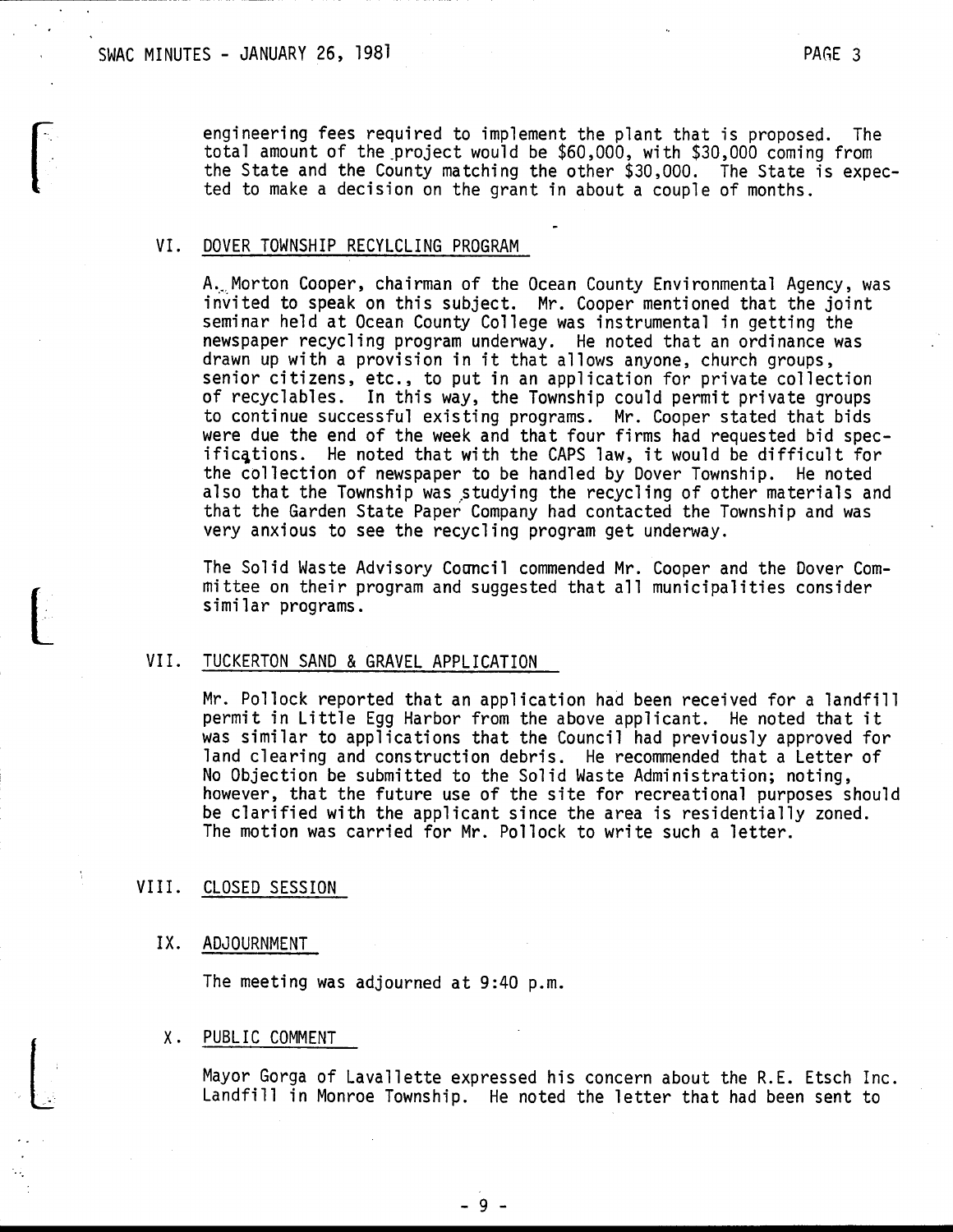engineering fees required to implement the plant that is proposed. The total amount of the project would be $60,000, with $30,000 coming from the State and the County matching the other $30,000. The State is expected to make a decision on the grant in about a couple of months.

## VI. DOVER TOWNSHIP RECYLCLING PROGRAM

A. Morton Cooper, chairman of the Ocean County Environmental Agency, was invited to speak on this subject. Mr. Cooper mentioned that the joint seminar held at Ocean County College was instrumental in getting the newspaper recycling program underway. He noted that an ordinance was drawn up with a provision in it that allows anyone, church groups, senior citizens, etc., to put in an application for private collection of recyclables. In this way, the Township could permit private groups to continue successful existing programs. Mr. Cooper stated that bids were due the end of the week and that four firms had requested bid specifications. He noted that with the CAPS law, it would be difficult for the collection of newspaper to be handled by Dover Township. He noted also that the Township was studying the recycling of other materials and that the Garden State Paper Company had contacted the Township and was very anxious to see the recycling program get underway.

The Solid Waste Advisory Council commended Mr. Cooper and the Dover Committee on their program and suggested that all municipalities consider similar programs.

## VII. TUCKERTON SAND & GRAVEL APPLICATION

Mr. Pollock reported that an application had been received for a landfill permit in Little Egg Harbor from the above applicant. He noted that it was similar to applications that the Council had previously approved for land clearing and construction debris. He recommended that a Letter of No Objection be submitted to the Solid Waste Administration; noting, however, that the future use of the site for recreational purposes should be clarified with the applicant since the area is residentially zoned. The motion was carried for Mr. Pollock to write such a letter.

## VIII. CLOSED SESSION

## IX. ADJOURNMENT

The meeting was adjourned at 9:40 p.m.

## X. PUBLIC COMMENT

Mayor Gorga of Lavallette expressed his concern about the R.E. Etsch Inc. Landfill in Monroe Township. He noted the letter that had been sent to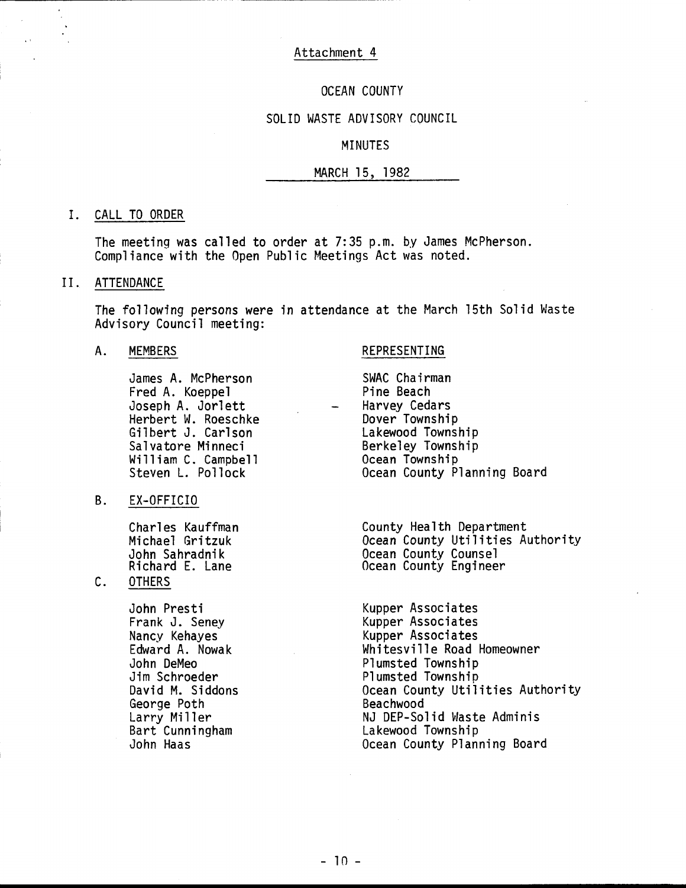Attachment 4

# OCEAN COUNTY

## SOLID WASTE ADVISORY COUNCIL

## MINUTES

## MARCH 15, 1982

### I. CALL TO ORDER

The meeting was called to order at 7:35 p.m. by James McPherson. Compliance with the Open Public Meetings Act was noted.

### II. ATTENDANCE

The following persons were in attendance at the March 15th Solid Waste Advisory Council meeting:

A. MEMBERS

| MEMBERS | REPRESENTING |
|---|---|
| James A. McPherson | SWAC Chairman |
| Fred A. Koeppel | Pine Beach |
| Joseph A. Jorlett | Harvey Cedars |
| Herbert W. Roeschke | Dover Township |
| Gilbert J. Carlson | Lakewood Township |
| Salvatore Minneci | Berkeley Township |
| William C. Campbell | Ocean Township |
| Steven L. Pollock | Ocean County Planning Board |

B. EX-OFFICIO

| | |
|---|---|
| Charles Kauffman | County Health Department |
| Michael Gritzuk | Ocean County Utilities Authority |
| John Sahradnik | Ocean County Counsel |
| Richard E. Lane | Ocean County Engineer |

C. OTHERS

| | |
|---|---|
| John Presti | Kupper Associates |
| Frank J. Seney | Kupper Associates |
| Nancy Kehayes | Kupper Associates |
| Edward A. Nowak | Whitesville Road Homeowner |
| John DeMeo | Plumsted Township |
| Jim Schroeder | Plumsted Township |
| David M. Siddons | Ocean County Utilities Authority |
| George Poth | Beachwood |
| Larry Miller | NJ DEP-Solid Waste Adminis |
| Bart Cunningham | Lakewood Township |
| John Haas | Ocean County Planning Board |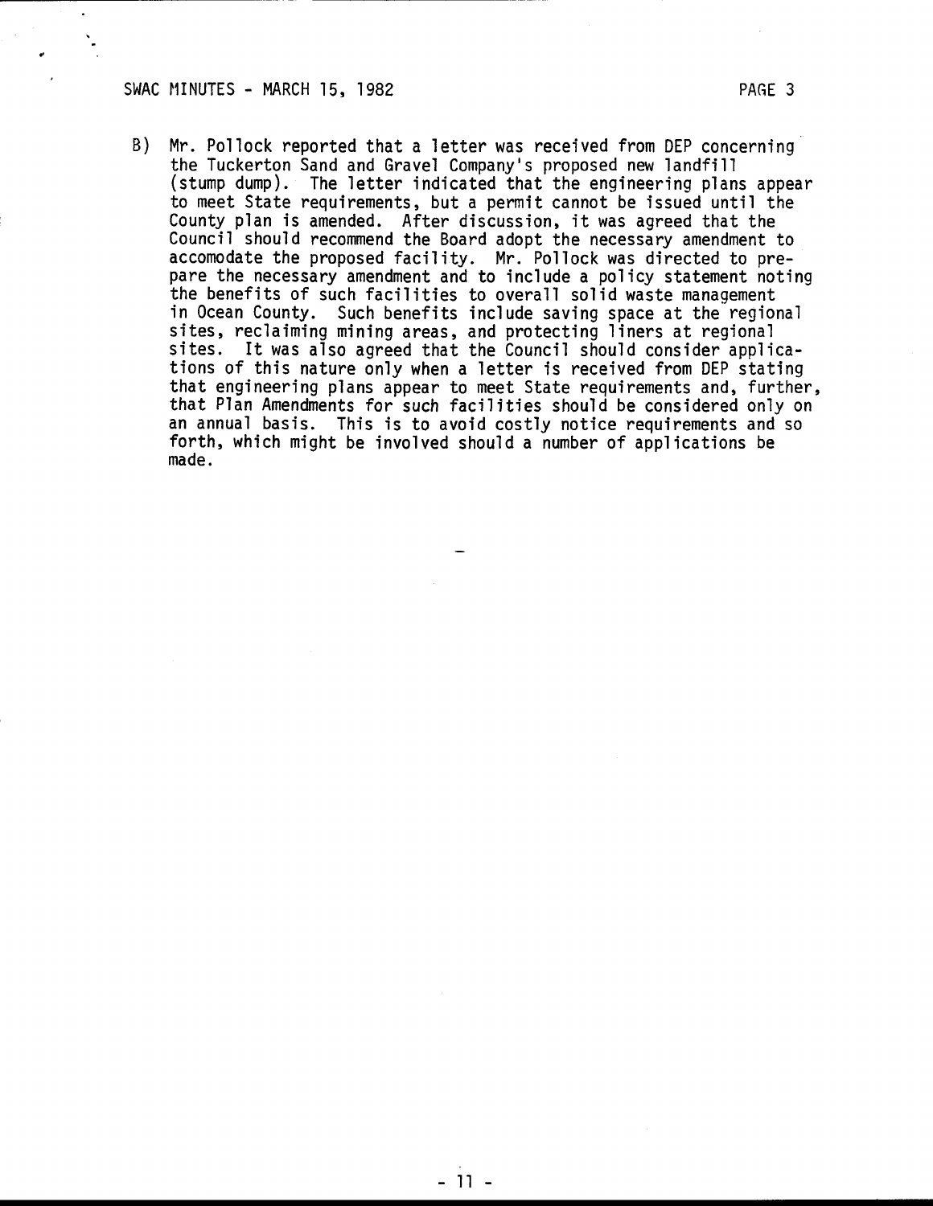B) Mr. Pollock reported that a letter was received from DEP concerning the Tuckerton Sand and Gravel Company's proposed new landfill (stump dump). The letter indicated that the engineering plans appear to meet State requirements, but a permit cannot be issued until the County plan is amended. After discussion, it was agreed that the Council should recommend the Board adopt the necessary amendment to accomodate the proposed facility. Mr. Pollock was directed to prepare the necessary amendment and to include a policy statement noting the benefits of such facilities to overall solid waste management in Ocean County. Such benefits include saving space at the regional sites, reclaiming mining areas, and protecting liners at regional sites. It was also agreed that the Council should consider applications of this nature only when a letter is received from DEP stating that engineering plans appear to meet State requirements and, further, that Plan Amendments for such facilities should be considered only on an annual basis. This is to avoid costly notice requirements and so forth, which might be involved should a number of applications be made.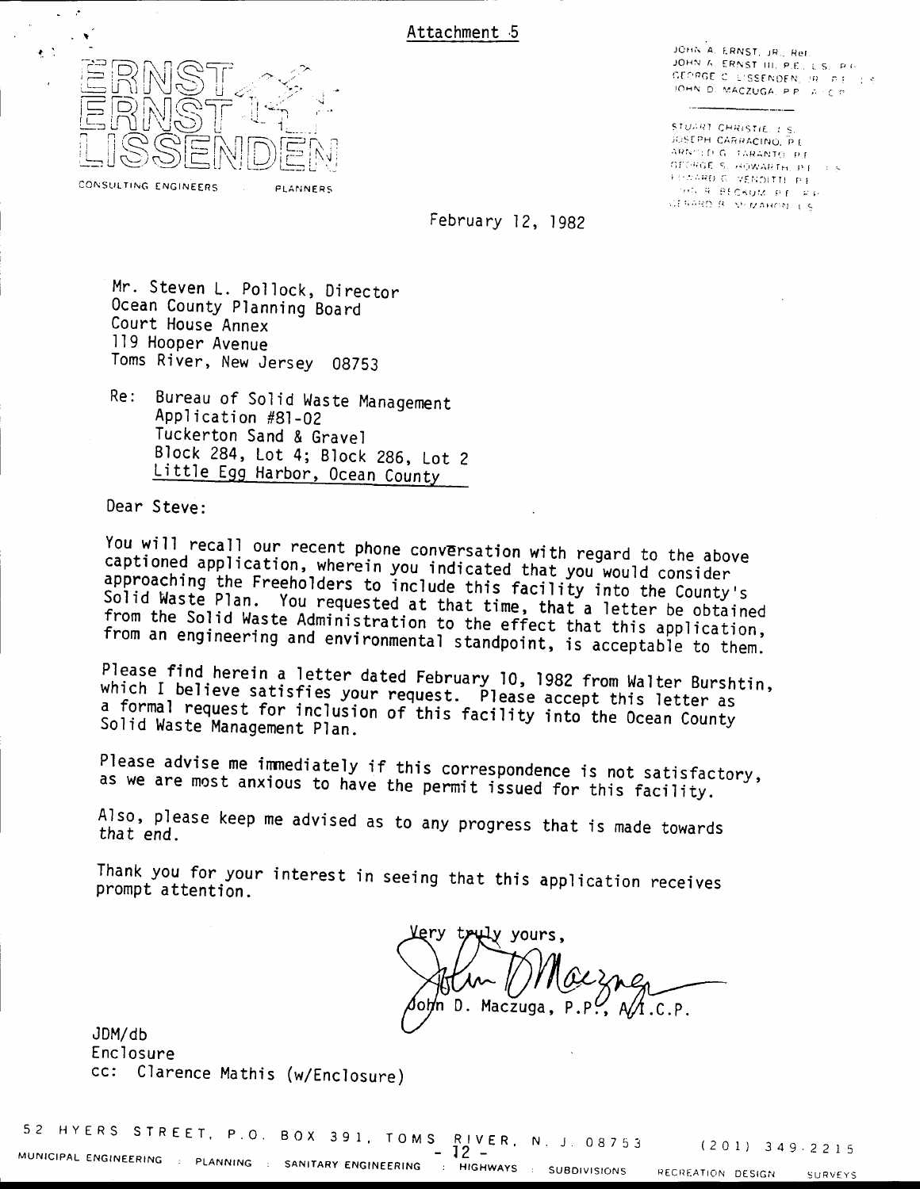Attachment 5

ERNST
ERNST
LISSENDEN

CONSULTING ENGINEERS PLANNERS

JOHN A. ERNST, JR., Ret.
JOHN A. ERNST III, P.E., L.S., P.P.
GEORGE C. LISSENDEN, JR., P.E., L.S.
JOHN D. MACZUGA, P.P., A.I.C.P.

STUART CHRISTIE, L.S.
JOSEPH CARRACINO, P.E.
ARNOLD G. TARANTO, P.E.
GEORGE S. HOWARTH, P.E., L.S.
EDWARD G. VENDITTI, P.E.
JOHN R. BECKUM, P.E., P.P.
GERARD R. MCMAHON, L.S.

February 12, 1982

Mr. Steven L. Pollock, Director
Ocean County Planning Board
Court House Annex
119 Hooper Avenue
Toms River, New Jersey 08753

Re: Bureau of Solid Waste Management
Application #81-02
Tuckerton Sand & Gravel
Block 284, Lot 4; Block 286, Lot 2
Little Egg Harbor, Ocean County

Dear Steve:

You will recall our recent phone conversation with regard to the above captioned application, wherein you indicated that you would consider approaching the Freeholders to include this facility into the County's Solid Waste Plan. You requested at that time, that a letter be obtained from the Solid Waste Administration to the effect that this application, from an engineering and environmental standpoint, is acceptable to them.

Please find herein a letter dated February 10, 1982 from Walter Burshtin, which I believe satisfies your request. Please accept this letter as a formal request for inclusion of this facility into the Ocean County Solid Waste Management Plan.

Please advise me immediately if this correspondence is not satisfactory, as we are most anxious to have the permit issued for this facility.

Also, please keep me advised as to any progress that is made towards that end.

Thank you for your interest in seeing that this application receives prompt attention.

Very truly yours,

John D. Maczuga, P.P., A.I.C.P.

JDM/db
Enclosure
cc: Clarence Mathis (w/Enclosure)

52 HYERS STREET, P.O. BOX 391, TOMS RIVER, N.J. 08753 (201) 349-2215

MUNICIPAL ENGINEERING : PLANNING : SANITARY ENGINEERING : HIGHWAYS : SUBDIVISIONS RECREATION DESIGN SURVEYS